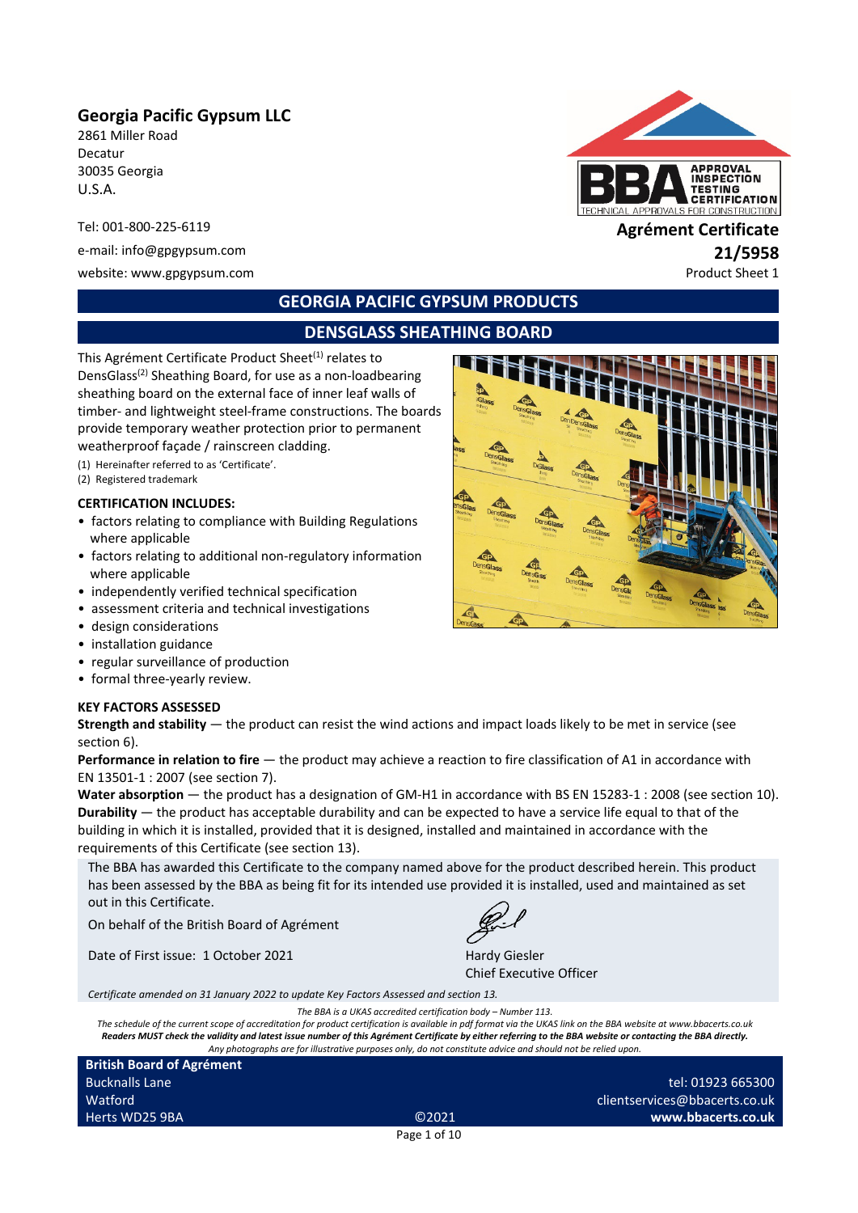# Georgia Pacific Gypsum LLC

2861 Miller Road
Decatur
30035 Georgia
U.S.A.

Tel: 001-800-225-6119

e-mail: info@gpgypsum.com

website: www.gpgypsum.com

**Agrément Certificate**
**21/5958**
Product Sheet 1

## GEORGIA PACIFIC GYPSUM PRODUCTS

## DENSGLASS SHEATHING BOARD

This Agrément Certificate Product Sheet[1] relates to DensGlass[2] Sheathing Board, for use as a non-loadbearing sheathing board on the external face of inner leaf walls of timber- and lightweight steel-frame constructions. The boards provide temporary weather protection prior to permanent weatherproof façade / rainscreen cladding.

(1) Hereinafter referred to as 'Certificate'.
(2) Registered trademark

**CERTIFICATION INCLUDES:**

- factors relating to compliance with Building Regulations where applicable
- factors relating to additional non-regulatory information where applicable
- independently verified technical specification
- assessment criteria and technical investigations
- design considerations
- installation guidance
- regular surveillance of production
- formal three-yearly review.

**KEY FACTORS ASSESSED**

**Strength and stability** — the product can resist the wind actions and impact loads likely to be met in service (see section 6).

**Performance in relation to fire** — the product may achieve a reaction to fire classification of A1 in accordance with EN 13501-1 : 2007 (see section 7).

**Water absorption** — the product has a designation of GM-H1 in accordance with BS EN 15283-1 : 2008 (see section 10).

**Durability** — the product has acceptable durability and can be expected to have a service life equal to that of the building in which it is installed, provided that it is designed, installed and maintained in accordance with the requirements of this Certificate (see section 13).

The BBA has awarded this Certificate to the company named above for the product described herein. This product has been assessed by the BBA as being fit for its intended use provided it is installed, used and maintained as set out in this Certificate.

On behalf of the British Board of Agrément

Date of First issue: 1 October 2021

Hardy Giesler
Chief Executive Officer

*Certificate amended on 31 January 2022 to update Key Factors Assessed and section 13.*

*The BBA is a UKAS accredited certification body – Number 113.*
*The schedule of the current scope of accreditation for product certification is available in pdf format via the UKAS link on the BBA website at www.bbacerts.co.uk*
***Readers MUST check the validity and latest issue number of this Agrément Certificate by either referring to the BBA website or contacting the BBA directly.***
*Any photographs are for illustrative purposes only, do not constitute advice and should not be relied upon.*

**British Board of Agrément**
Bucknalls Lane
Watford
Herts WD25 9BA

©2021

tel: 01923 665300
clientservices@bbacerts.co.uk
**www.bbacerts.co.uk**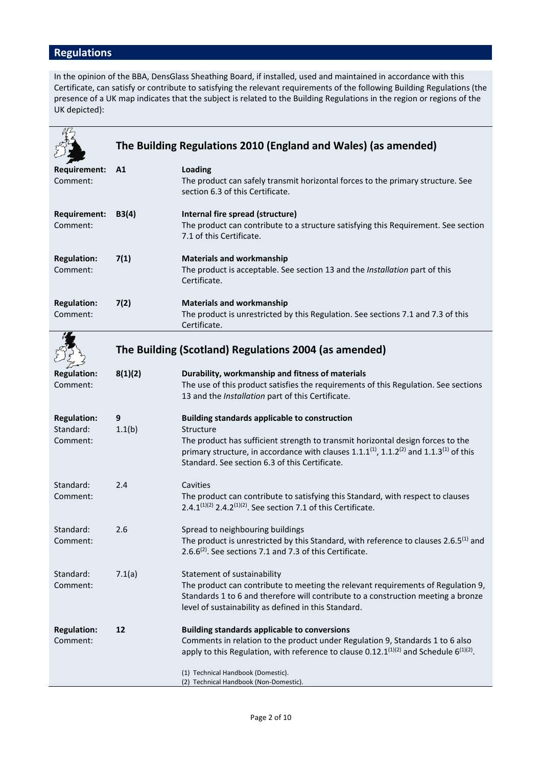## Regulations

In the opinion of the BBA, DensGlass Sheathing Board, if installed, used and maintained in accordance with this Certificate, can satisfy or contribute to satisfying the relevant requirements of the following Building Regulations (the presence of a UK map indicates that the subject is related to the Building Regulations in the region or regions of the UK depicted):

### The Building Regulations 2010 (England and Wales) (as amended)

**Requirement:** **A1** **Loading**
Comment: The product can safely transmit horizontal forces to the primary structure. See section 6.3 of this Certificate.

**Requirement:** **B3(4)** **Internal fire spread (structure)**
Comment: The product can contribute to a structure satisfying this Requirement. See section 7.1 of this Certificate.

**Regulation:** **7(1)** **Materials and workmanship**
Comment: The product is acceptable. See section 13 and the *Installation* part of this Certificate.

**Regulation:** **7(2)** **Materials and workmanship**
Comment: The product is unrestricted by this Regulation. See sections 7.1 and 7.3 of this Certificate.

### The Building (Scotland) Regulations 2004 (as amended)

**Regulation:** **8(1)(2)** **Durability, workmanship and fitness of materials**
Comment: The use of this product satisfies the requirements of this Regulation. See sections 13 and the *Installation* part of this Certificate.

**Regulation:** **9** **Building standards applicable to construction**
Standard: 1.1(b) Structure
Comment: The product has sufficient strength to transmit horizontal design forces to the primary structure, in accordance with clauses 1.1.1(1), 1.1.2(2) and 1.1.3(1) of this Standard. See section 6.3 of this Certificate.

Standard: 2.4 Cavities
Comment: The product can contribute to satisfying this Standard, with respect to clauses 2.4.1(1)(2) 2.4.2(1)(2). See section 7.1 of this Certificate.

Standard: 2.6 Spread to neighbouring buildings
Comment: The product is unrestricted by this Standard, with reference to clauses 2.6.5(1) and 2.6.6(2). See sections 7.1 and 7.3 of this Certificate.

Standard: 7.1(a) Statement of sustainability
Comment: The product can contribute to meeting the relevant requirements of Regulation 9, Standards 1 to 6 and therefore will contribute to a construction meeting a bronze level of sustainability as defined in this Standard.

**Regulation:** **12** **Building standards applicable to conversions**
Comment: Comments in relation to the product under Regulation 9, Standards 1 to 6 also apply to this Regulation, with reference to clause 0.12.1(1)(2) and Schedule 6(1)(2).

(1) Technical Handbook (Domestic).
(2) Technical Handbook (Non-Domestic).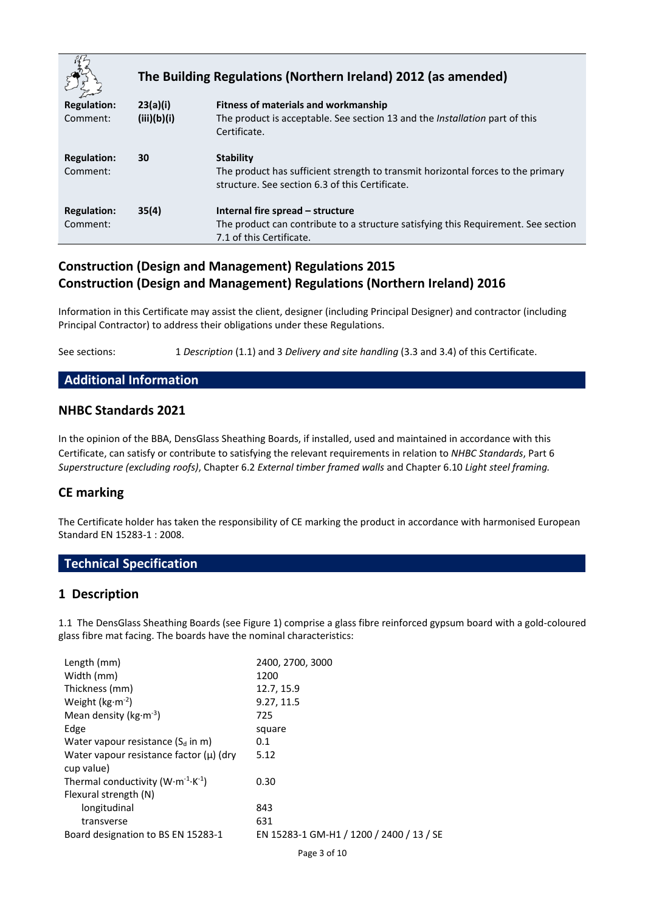## The Building Regulations (Northern Ireland) 2012 (as amended)

| | | |
|---|---|---|
| **Regulation:** | **23(a)(i)** | **Fitness of materials and workmanship** |
| Comment: | **(iii)(b)(i)** | The product is acceptable. See section 13 and the *Installation* part of this Certificate. |
| **Regulation:** | **30** | **Stability** |
| Comment: | | The product has sufficient strength to transmit horizontal forces to the primary structure. See section 6.3 of this Certificate. |
| **Regulation:** | **35(4)** | **Internal fire spread – structure** |
| Comment: | | The product can contribute to a structure satisfying this Requirement. See section 7.1 of this Certificate. |

## Construction (Design and Management) Regulations 2015
## Construction (Design and Management) Regulations (Northern Ireland) 2016

Information in this Certificate may assist the client, designer (including Principal Designer) and contractor (including Principal Contractor) to address their obligations under these Regulations.

See sections: 1 *Description* (1.1) and 3 *Delivery and site handling* (3.3 and 3.4) of this Certificate.

# Additional Information

## NHBC Standards 2021

In the opinion of the BBA, DensGlass Sheathing Boards, if installed, used and maintained in accordance with this Certificate, can satisfy or contribute to satisfying the relevant requirements in relation to *NHBC Standards*, Part 6 *Superstructure (excluding roofs)*, Chapter 6.2 *External timber framed walls* and Chapter 6.10 *Light steel framing.*

## CE marking

The Certificate holder has taken the responsibility of CE marking the product in accordance with harmonised European Standard EN 15283-1 : 2008.

# Technical Specification

## 1 Description

1.1 The DensGlass Sheathing Boards (see Figure 1) comprise a glass fibre reinforced gypsum board with a gold-coloured glass fibre mat facing. The boards have the nominal characteristics:

| | |
|---|---|
| Length (mm) | 2400, 2700, 3000 |
| Width (mm) | 1200 |
| Thickness (mm) | 12.7, 15.9 |
| Weight ($kg \cdot m^{-2}$) | 9.27, 11.5 |
| Mean density ($kg \cdot m^{-3}$) | 725 |
| Edge | square |
| Water vapour resistance ($S_d$ in m) | 0.1 |
| Water vapour resistance factor (μ) (dry cup value) | 5.12 |
| Thermal conductivity ($W \cdot m^{-1} \cdot K^{-1}$) | 0.30 |
| Flexural strength (N) | |
| longitudinal | 843 |
| transverse | 631 |
| Board designation to BS EN 15283-1 | EN 15283-1 GM-H1 / 1200 / 2400 / 13 / SE |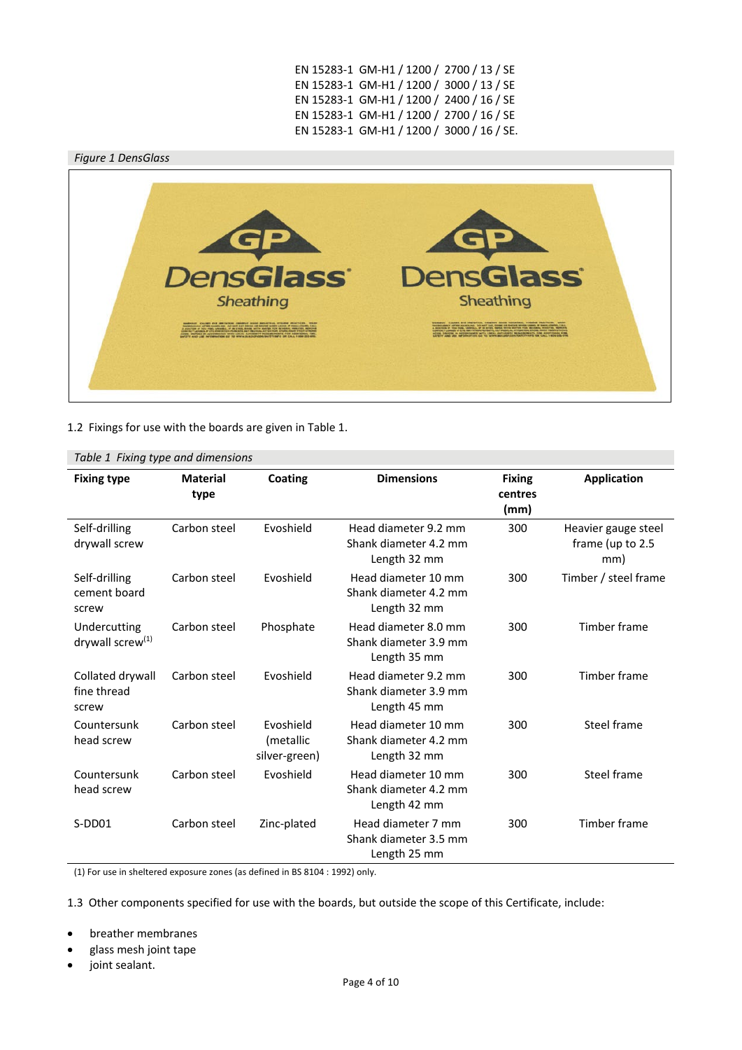EN 15283-1 GM-H1 / 1200 / 2700 / 13 / SE
EN 15283-1 GM-H1 / 1200 / 3000 / 13 / SE
EN 15283-1 GM-H1 / 1200 / 2400 / 16 / SE
EN 15283-1 GM-H1 / 1200 / 2700 / 16 / SE
EN 15283-1 GM-H1 / 1200 / 3000 / 16 / SE.

*Figure 1 DensGlass*

1.2 Fixings for use with the boards are given in Table 1.

*Table 1 Fixing type and dimensions*

| Fixing type | Material type | Coating | Dimensions | Fixing centres (mm) | Application |
|---|---|---|---|---|---|
| Self-drilling drywall screw | Carbon steel | Evoshield | Head diameter 9.2 mm<br>Shank diameter 4.2 mm<br>Length 32 mm | 300 | Heavier gauge steel frame (up to 2.5 mm) |
| Self-drilling cement board screw | Carbon steel | Evoshield | Head diameter 10 mm<br>Shank diameter 4.2 mm<br>Length 32 mm | 300 | Timber / steel frame |
| Undercutting drywall screw(1) | Carbon steel | Phosphate | Head diameter 8.0 mm<br>Shank diameter 3.9 mm<br>Length 35 mm | 300 | Timber frame |
| Collated drywall fine thread screw | Carbon steel | Evoshield | Head diameter 9.2 mm<br>Shank diameter 3.9 mm<br>Length 45 mm | 300 | Timber frame |
| Countersunk head screw | Carbon steel | Evoshield (metallic silver-green) | Head diameter 10 mm<br>Shank diameter 4.2 mm<br>Length 32 mm | 300 | Steel frame |
| Countersunk head screw | Carbon steel | Evoshield | Head diameter 10 mm<br>Shank diameter 4.2 mm<br>Length 42 mm | 300 | Steel frame |
| S-DD01 | Carbon steel | Zinc-plated | Head diameter 7 mm<br>Shank diameter 3.5 mm<br>Length 25 mm | 300 | Timber frame |

(1) For use in sheltered exposure zones (as defined in BS 8104 : 1992) only.

1.3 Other components specified for use with the boards, but outside the scope of this Certificate, include:

- breather membranes
- glass mesh joint tape
- joint sealant.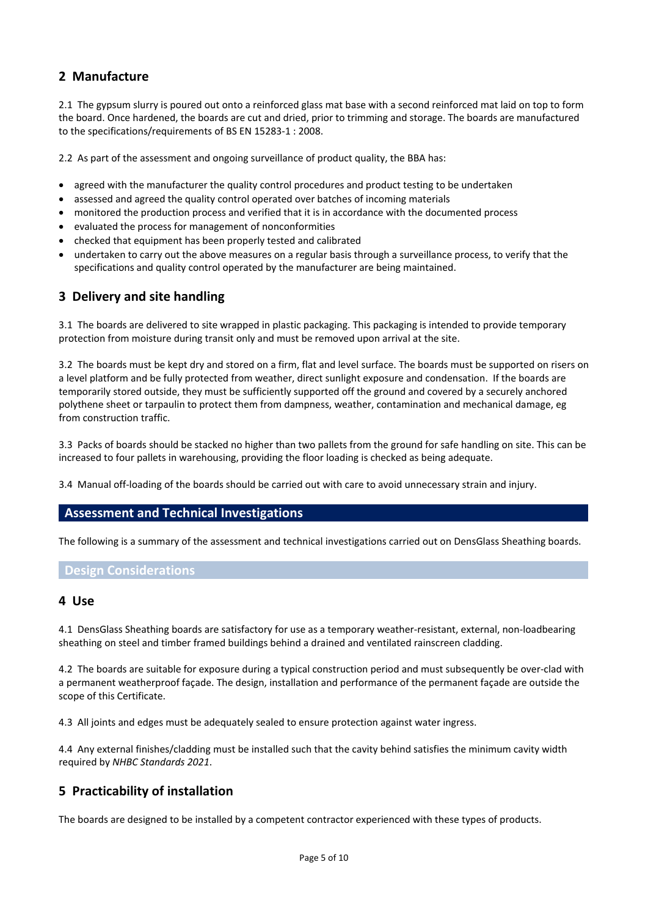## 2 Manufacture

2.1 The gypsum slurry is poured out onto a reinforced glass mat base with a second reinforced mat laid on top to form the board. Once hardened, the boards are cut and dried, prior to trimming and storage. The boards are manufactured to the specifications/requirements of BS EN 15283-1 : 2008.

2.2 As part of the assessment and ongoing surveillance of product quality, the BBA has:

- agreed with the manufacturer the quality control procedures and product testing to be undertaken
- assessed and agreed the quality control operated over batches of incoming materials
- monitored the production process and verified that it is in accordance with the documented process
- evaluated the process for management of nonconformities
- checked that equipment has been properly tested and calibrated
- undertaken to carry out the above measures on a regular basis through a surveillance process, to verify that the specifications and quality control operated by the manufacturer are being maintained.

## 3 Delivery and site handling

3.1 The boards are delivered to site wrapped in plastic packaging. This packaging is intended to provide temporary protection from moisture during transit only and must be removed upon arrival at the site.

3.2 The boards must be kept dry and stored on a firm, flat and level surface. The boards must be supported on risers on a level platform and be fully protected from weather, direct sunlight exposure and condensation. If the boards are temporarily stored outside, they must be sufficiently supported off the ground and covered by a securely anchored polythene sheet or tarpaulin to protect them from dampness, weather, contamination and mechanical damage, eg from construction traffic.

3.3 Packs of boards should be stacked no higher than two pallets from the ground for safe handling on site. This can be increased to four pallets in warehousing, providing the floor loading is checked as being adequate.

3.4 Manual off-loading of the boards should be carried out with care to avoid unnecessary strain and injury.

# Assessment and Technical Investigations

The following is a summary of the assessment and technical investigations carried out on DensGlass Sheathing boards.

## Design Considerations

## 4 Use

4.1 DensGlass Sheathing boards are satisfactory for use as a temporary weather-resistant, external, non-loadbearing sheathing on steel and timber framed buildings behind a drained and ventilated rainscreen cladding.

4.2 The boards are suitable for exposure during a typical construction period and must subsequently be over-clad with a permanent weatherproof façade. The design, installation and performance of the permanent façade are outside the scope of this Certificate.

4.3 All joints and edges must be adequately sealed to ensure protection against water ingress.

4.4 Any external finishes/cladding must be installed such that the cavity behind satisfies the minimum cavity width required by *NHBC Standards 2021*.

## 5 Practicability of installation

The boards are designed to be installed by a competent contractor experienced with these types of products.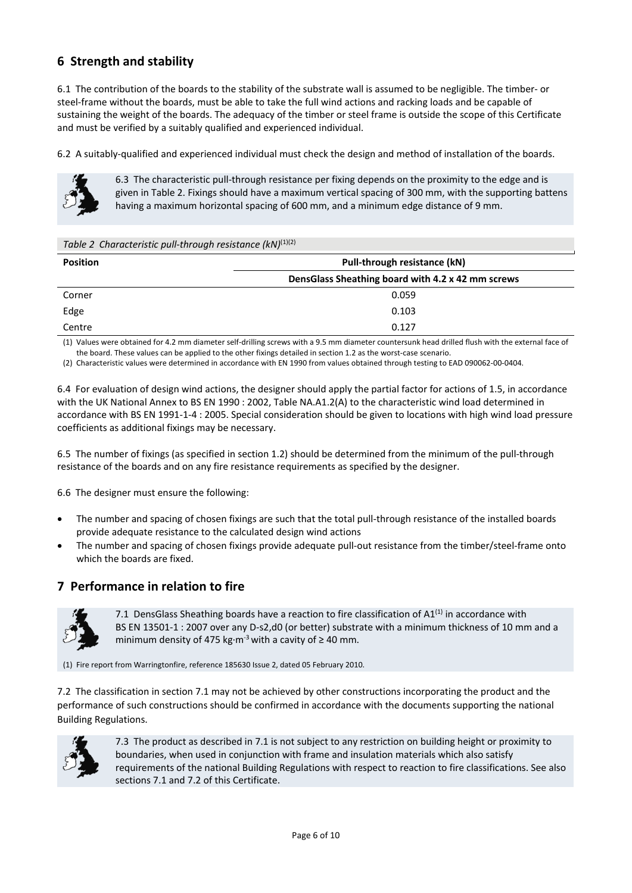## 6 Strength and stability

6.1 The contribution of the boards to the stability of the substrate wall is assumed to be negligible. The timber- or steel-frame without the boards, must be able to take the full wind actions and racking loads and be capable of sustaining the weight of the boards. The adequacy of the timber or steel frame is outside the scope of this Certificate and must be verified by a suitably qualified and experienced individual.

6.2 A suitably-qualified and experienced individual must check the design and method of installation of the boards.

6.3 The characteristic pull-through resistance per fixing depends on the proximity to the edge and is given in Table 2. Fixings should have a maximum vertical spacing of 300 mm, with the supporting battens having a maximum horizontal spacing of 600 mm, and a minimum edge distance of 9 mm.

*Table 2 Characteristic pull-through resistance (kN)*[(1)(2)]

| Position | Pull-through resistance (kN) |
|---|---|
| | DensGlass Sheathing board with 4.2 x 42 mm screws |
| Corner | 0.059 |
| Edge | 0.103 |
| Centre | 0.127 |

(1) Values were obtained for 4.2 mm diameter self-drilling screws with a 9.5 mm diameter countersunk head drilled flush with the external face of the board. These values can be applied to the other fixings detailed in section 1.2 as the worst-case scenario.

(2) Characteristic values were determined in accordance with EN 1990 from values obtained through testing to EAD 090062-00-0404.

6.4 For evaluation of design wind actions, the designer should apply the partial factor for actions of 1.5, in accordance with the UK National Annex to BS EN 1990 : 2002, Table NA.A1.2(A) to the characteristic wind load determined in accordance with BS EN 1991-1-4 : 2005. Special consideration should be given to locations with high wind load pressure coefficients as additional fixings may be necessary.

6.5 The number of fixings (as specified in section 1.2) should be determined from the minimum of the pull-through resistance of the boards and on any fire resistance requirements as specified by the designer.

6.6 The designer must ensure the following:

- The number and spacing of chosen fixings are such that the total pull-through resistance of the installed boards provide adequate resistance to the calculated design wind actions
- The number and spacing of chosen fixings provide adequate pull-out resistance from the timber/steel-frame onto which the boards are fixed.

## 7 Performance in relation to fire

7.1 DensGlass Sheathing boards have a reaction to fire classification of A1[(1)] in accordance with BS EN 13501-1 : 2007 over any D-s2,d0 (or better) substrate with a minimum thickness of 10 mm and a minimum density of 475 kg·m$^{-3}$ with a cavity of ≥ 40 mm.

(1) Fire report from Warringtonfire, reference 185630 Issue 2, dated 05 February 2010.

7.2 The classification in section 7.1 may not be achieved by other constructions incorporating the product and the performance of such constructions should be confirmed in accordance with the documents supporting the national Building Regulations.

7.3 The product as described in 7.1 is not subject to any restriction on building height or proximity to boundaries, when used in conjunction with frame and insulation materials which also satisfy requirements of the national Building Regulations with respect to reaction to fire classifications. See also sections 7.1 and 7.2 of this Certificate.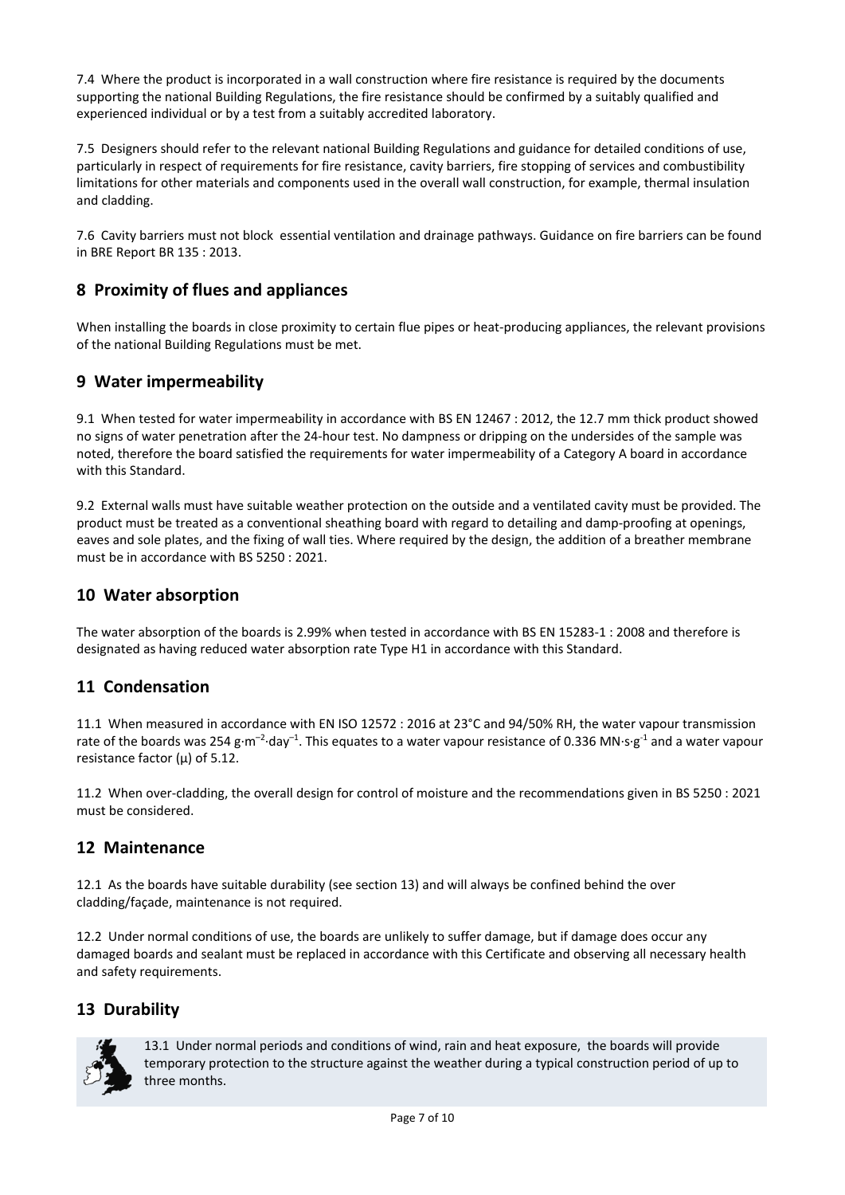7.4 Where the product is incorporated in a wall construction where fire resistance is required by the documents supporting the national Building Regulations, the fire resistance should be confirmed by a suitably qualified and experienced individual or by a test from a suitably accredited laboratory.

7.5 Designers should refer to the relevant national Building Regulations and guidance for detailed conditions of use, particularly in respect of requirements for fire resistance, cavity barriers, fire stopping of services and combustibility limitations for other materials and components used in the overall wall construction, for example, thermal insulation and cladding.

7.6 Cavity barriers must not block essential ventilation and drainage pathways. Guidance on fire barriers can be found in BRE Report BR 135 : 2013.

## 8 Proximity of flues and appliances

When installing the boards in close proximity to certain flue pipes or heat-producing appliances, the relevant provisions of the national Building Regulations must be met.

## 9 Water impermeability

9.1 When tested for water impermeability in accordance with BS EN 12467 : 2012, the 12.7 mm thick product showed no signs of water penetration after the 24-hour test. No dampness or dripping on the undersides of the sample was noted, therefore the board satisfied the requirements for water impermeability of a Category A board in accordance with this Standard.

9.2 External walls must have suitable weather protection on the outside and a ventilated cavity must be provided. The product must be treated as a conventional sheathing board with regard to detailing and damp-proofing at openings, eaves and sole plates, and the fixing of wall ties. Where required by the design, the addition of a breather membrane must be in accordance with BS 5250 : 2021.

## 10 Water absorption

The water absorption of the boards is 2.99% when tested in accordance with BS EN 15283-1 : 2008 and therefore is designated as having reduced water absorption rate Type H1 in accordance with this Standard.

## 11 Condensation

11.1 When measured in accordance with EN ISO 12572 : 2016 at 23°C and 94/50% RH, the water vapour transmission rate of the boards was 254 $g \cdot m^{-2} \cdot day^{-1}$. This equates to a water vapour resistance of 0.336 $MN \cdot s \cdot g^{-1}$ and a water vapour resistance factor ($\mu$) of 5.12.

11.2 When over-cladding, the overall design for control of moisture and the recommendations given in BS 5250 : 2021 must be considered.

## 12 Maintenance

12.1 As the boards have suitable durability (see section 13) and will always be confined behind the over cladding/façade, maintenance is not required.

12.2 Under normal conditions of use, the boards are unlikely to suffer damage, but if damage does occur any damaged boards and sealant must be replaced in accordance with this Certificate and observing all necessary health and safety requirements.

## 13 Durability

13.1 Under normal periods and conditions of wind, rain and heat exposure, the boards will provide temporary protection to the structure against the weather during a typical construction period of up to three months.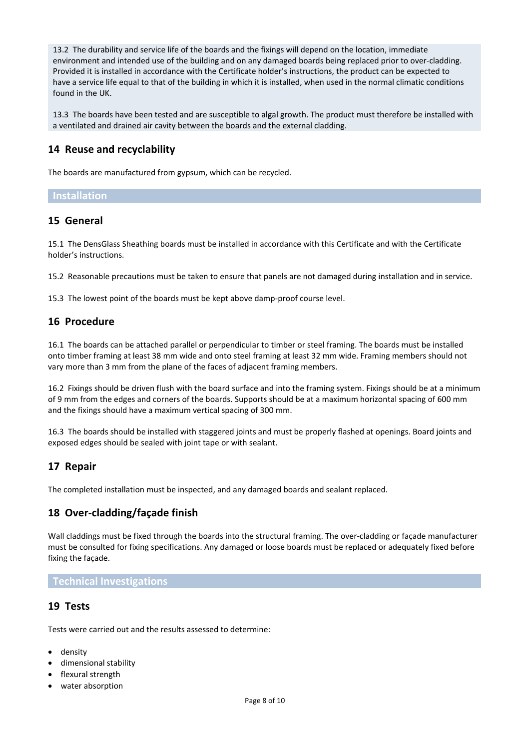13.2 The durability and service life of the boards and the fixings will depend on the location, immediate environment and intended use of the building and on any damaged boards being replaced prior to over-cladding. Provided it is installed in accordance with the Certificate holder's instructions, the product can be expected to have a service life equal to that of the building in which it is installed, when used in the normal climatic conditions found in the UK.

13.3 The boards have been tested and are susceptible to algal growth. The product must therefore be installed with a ventilated and drained air cavity between the boards and the external cladding.

## 14 Reuse and recyclability

The boards are manufactured from gypsum, which can be recycled.

# Installation

## 15 General

15.1 The DensGlass Sheathing boards must be installed in accordance with this Certificate and with the Certificate holder's instructions.

15.2 Reasonable precautions must be taken to ensure that panels are not damaged during installation and in service.

15.3 The lowest point of the boards must be kept above damp-proof course level.

## 16 Procedure

16.1 The boards can be attached parallel or perpendicular to timber or steel framing. The boards must be installed onto timber framing at least 38 mm wide and onto steel framing at least 32 mm wide. Framing members should not vary more than 3 mm from the plane of the faces of adjacent framing members.

16.2 Fixings should be driven flush with the board surface and into the framing system. Fixings should be at a minimum of 9 mm from the edges and corners of the boards. Supports should be at a maximum horizontal spacing of 600 mm and the fixings should have a maximum vertical spacing of 300 mm.

16.3 The boards should be installed with staggered joints and must be properly flashed at openings. Board joints and exposed edges should be sealed with joint tape or with sealant.

## 17 Repair

The completed installation must be inspected, and any damaged boards and sealant replaced.

## 18 Over-cladding/façade finish

Wall claddings must be fixed through the boards into the structural framing. The over-cladding or façade manufacturer must be consulted for fixing specifications. Any damaged or loose boards must be replaced or adequately fixed before fixing the façade.

# Technical Investigations

## 19 Tests

Tests were carried out and the results assessed to determine:

- density
- dimensional stability
- flexural strength
- water absorption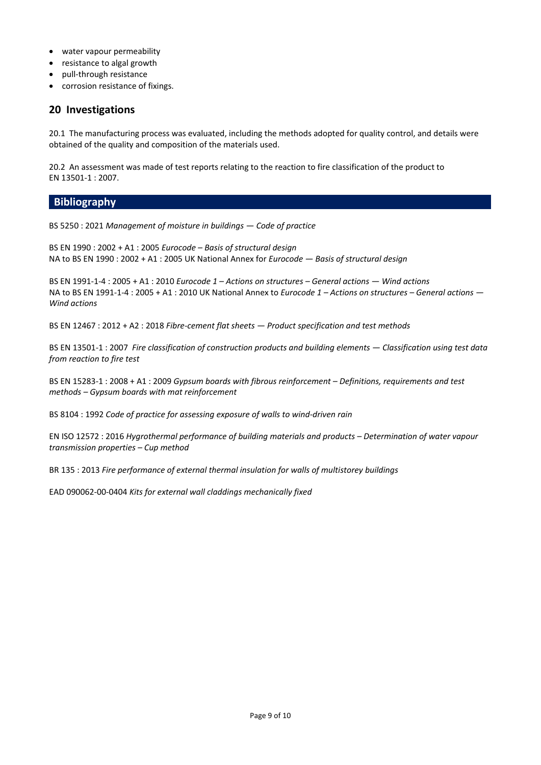- water vapour permeability
- resistance to algal growth
- pull-through resistance
- corrosion resistance of fixings.

## 20 Investigations

20.1 The manufacturing process was evaluated, including the methods adopted for quality control, and details were obtained of the quality and composition of the materials used.

20.2 An assessment was made of test reports relating to the reaction to fire classification of the product to EN 13501-1 : 2007.

## Bibliography

BS 5250 : 2021 *Management of moisture in buildings — Code of practice*

BS EN 1990 : 2002 + A1 : 2005 *Eurocode – Basis of structural design*
NA to BS EN 1990 : 2002 + A1 : 2005 UK National Annex for *Eurocode — Basis of structural design*

BS EN 1991-1-4 : 2005 + A1 : 2010 *Eurocode 1 – Actions on structures – General actions — Wind actions*
NA to BS EN 1991-1-4 : 2005 + A1 : 2010 UK National Annex to *Eurocode 1 – Actions on structures – General actions — Wind actions*

BS EN 12467 : 2012 + A2 : 2018 *Fibre-cement flat sheets — Product specification and test methods*

BS EN 13501-1 : 2007 *Fire classification of construction products and building elements — Classification using test data from reaction to fire test*

BS EN 15283-1 : 2008 + A1 : 2009 *Gypsum boards with fibrous reinforcement – Definitions, requirements and test methods – Gypsum boards with mat reinforcement*

BS 8104 : 1992 *Code of practice for assessing exposure of walls to wind-driven rain*

EN ISO 12572 : 2016 *Hygrothermal performance of building materials and products – Determination of water vapour transmission properties – Cup method*

BR 135 : 2013 *Fire performance of external thermal insulation for walls of multistorey buildings*

EAD 090062-00-0404 *Kits for external wall claddings mechanically fixed*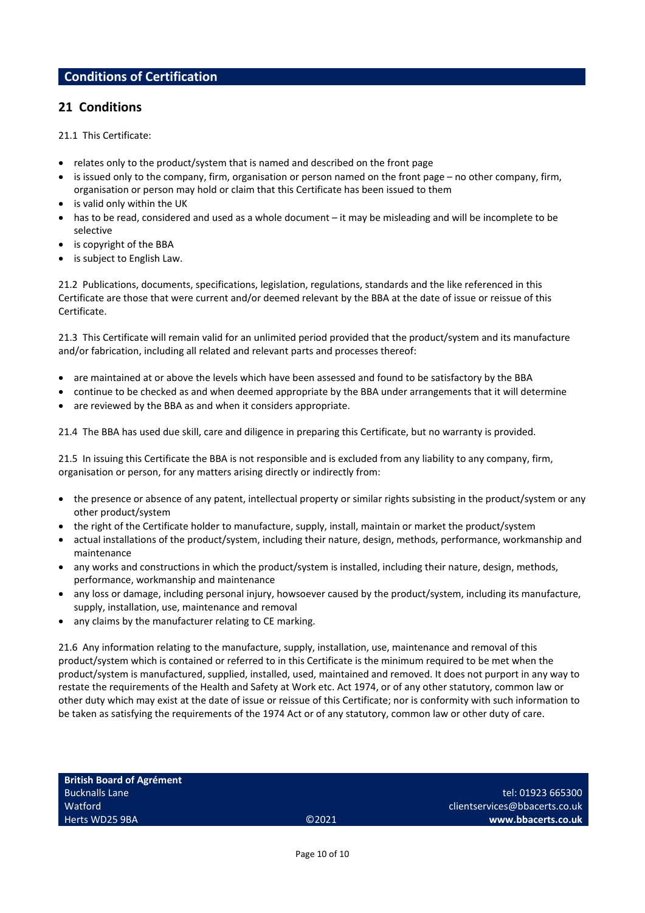## Conditions of Certification

### 21 Conditions

21.1 This Certificate:

- relates only to the product/system that is named and described on the front page
- is issued only to the company, firm, organisation or person named on the front page – no other company, firm, organisation or person may hold or claim that this Certificate has been issued to them
- is valid only within the UK
- has to be read, considered and used as a whole document – it may be misleading and will be incomplete to be selective
- is copyright of the BBA
- is subject to English Law.

21.2 Publications, documents, specifications, legislation, regulations, standards and the like referenced in this Certificate are those that were current and/or deemed relevant by the BBA at the date of issue or reissue of this Certificate.

21.3 This Certificate will remain valid for an unlimited period provided that the product/system and its manufacture and/or fabrication, including all related and relevant parts and processes thereof:

- are maintained at or above the levels which have been assessed and found to be satisfactory by the BBA
- continue to be checked as and when deemed appropriate by the BBA under arrangements that it will determine
- are reviewed by the BBA as and when it considers appropriate.

21.4 The BBA has used due skill, care and diligence in preparing this Certificate, but no warranty is provided.

21.5 In issuing this Certificate the BBA is not responsible and is excluded from any liability to any company, firm, organisation or person, for any matters arising directly or indirectly from:

- the presence or absence of any patent, intellectual property or similar rights subsisting in the product/system or any other product/system
- the right of the Certificate holder to manufacture, supply, install, maintain or market the product/system
- actual installations of the product/system, including their nature, design, methods, performance, workmanship and maintenance
- any works and constructions in which the product/system is installed, including their nature, design, methods, performance, workmanship and maintenance
- any loss or damage, including personal injury, howsoever caused by the product/system, including its manufacture, supply, installation, use, maintenance and removal
- any claims by the manufacturer relating to CE marking.

21.6 Any information relating to the manufacture, supply, installation, use, maintenance and removal of this product/system which is contained or referred to in this Certificate is the minimum required to be met when the product/system is manufactured, supplied, installed, used, maintained and removed. It does not purport in any way to restate the requirements of the Health and Safety at Work etc. Act 1974, or of any other statutory, common law or other duty which may exist at the date of issue or reissue of this Certificate; nor is conformity with such information to be taken as satisfying the requirements of the 1974 Act or of any statutory, common law or other duty of care.

**British Board of Agrément**
Bucknalls Lane
Watford
Herts WD25 9BA

©2021

tel: 01923 665300
clientservices@bbacerts.co.uk
**www.bbacerts.co.uk**